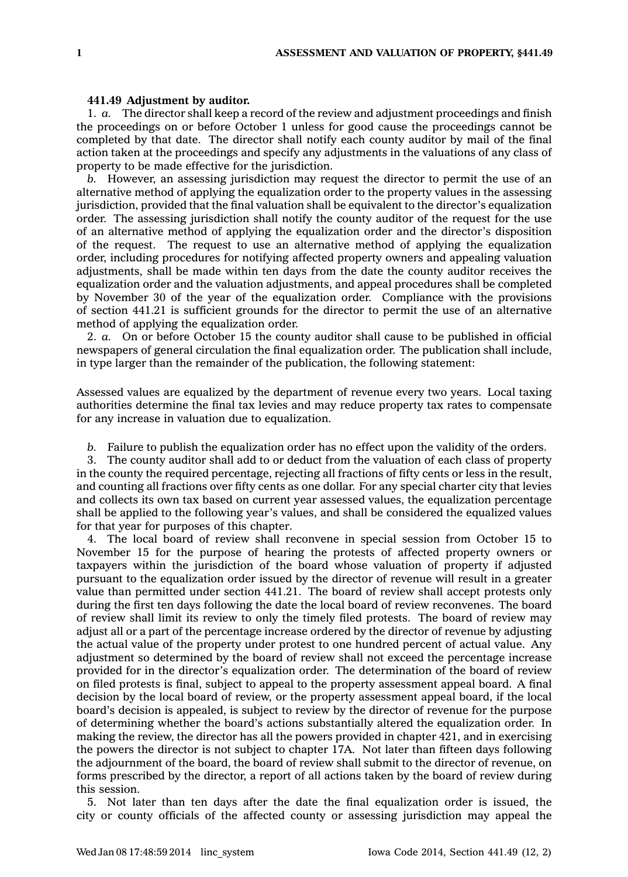**441.49 Adjustment by auditor.**

1. *a.* The director shall keep a record of the review and adjustment proceedings and finish the proceedings on or before October 1 unless for good cause the proceedings cannot be completed by that date. The director shall notify each county auditor by mail of the final action taken at the proceedings and specify any adjustments in the valuations of any class of property to be made effective for the jurisdiction.

*b.* However, an assessing jurisdiction may request the director to permit the use of an alternative method of applying the equalization order to the property values in the assessing jurisdiction, provided that the final valuation shall be equivalent to the director's equalization order. The assessing jurisdiction shall notify the county auditor of the request for the use of an alternative method of applying the equalization order and the director's disposition of the request. The request to use an alternative method of applying the equalization order, including procedures for notifying affected property owners and appealing valuation adjustments, shall be made within ten days from the date the county auditor receives the equalization order and the valuation adjustments, and appeal procedures shall be completed by November 30 of the year of the equalization order. Compliance with the provisions of section 441.21 is sufficient grounds for the director to permit the use of an alternative method of applying the equalization order.

2. *a.* On or before October 15 the county auditor shall cause to be published in official newspapers of general circulation the final equalization order. The publication shall include, in type larger than the remainder of the publication, the following statement:

Assessed values are equalized by the department of revenue every two years. Local taxing authorities determine the final tax levies and may reduce property tax rates to compensate for any increase in valuation due to equalization.

*b.* Failure to publish the equalization order has no effect upon the validity of the orders.

3. The county auditor shall add to or deduct from the valuation of each class of property in the county the required percentage, rejecting all fractions of fifty cents or less in the result, and counting all fractions over fifty cents as one dollar. For any special charter city that levies and collects its own tax based on current year assessed values, the equalization percentage shall be applied to the following year's values, and shall be considered the equalized values for that year for purposes of this chapter.

4. The local board of review shall reconvene in special session from October 15 to November 15 for the purpose of hearing the protests of affected property owners or taxpayers within the jurisdiction of the board whose valuation of property if adjusted pursuant to the equalization order issued by the director of revenue will result in a greater value than permitted under section 441.21. The board of review shall accept protests only during the first ten days following the date the local board of review reconvenes. The board of review shall limit its review to only the timely filed protests. The board of review may adjust all or a part of the percentage increase ordered by the director of revenue by adjusting the actual value of the property under protest to one hundred percent of actual value. Any adjustment so determined by the board of review shall not exceed the percentage increase provided for in the director's equalization order. The determination of the board of review on filed protests is final, subject to appeal to the property assessment appeal board. A final decision by the local board of review, or the property assessment appeal board, if the local board's decision is appealed, is subject to review by the director of revenue for the purpose of determining whether the board's actions substantially altered the equalization order. In making the review, the director has all the powers provided in chapter 421, and in exercising the powers the director is not subject to chapter 17A. Not later than fifteen days following the adjournment of the board, the board of review shall submit to the director of revenue, on forms prescribed by the director, a report of all actions taken by the board of review during this session.

5. Not later than ten days after the date the final equalization order is issued, the city or county officials of the affected county or assessing jurisdiction may appeal the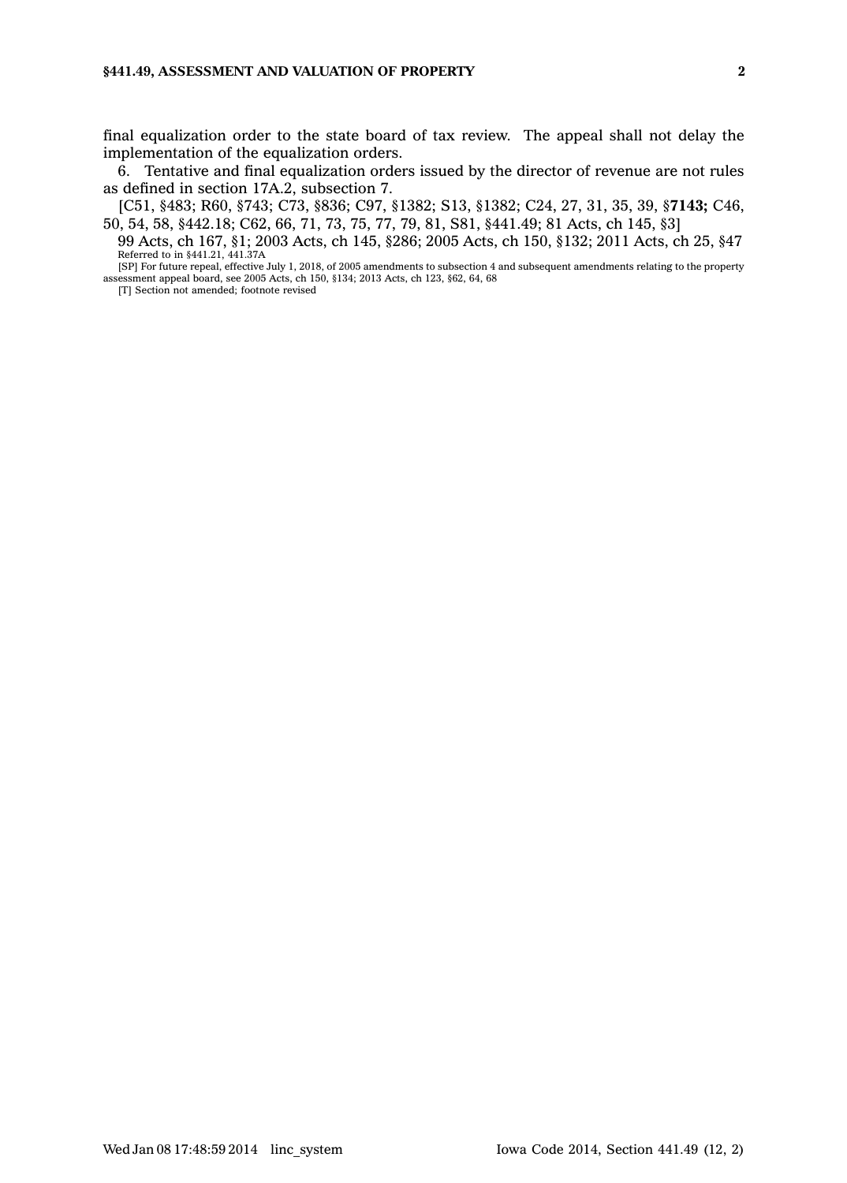final equalization order to the state board of tax review. The appeal shall not delay the implementation of the equalization orders.

6. Tentative and final equalization orders issued by the director of revenue are not rules as defined in section 17A.2, subsection 7.

[C51, §483; R60, §743; C73, §836; C97, §1382; S13, §1382; C24, 27, 31, 35, 39, §**7143;** C46, 50, 54, 58, §442.18; C62, 66, 71, 73, 75, 77, 79, 81, S81, §441.49; 81 Acts, ch 145, §3]

99 Acts, ch 167, §1; 2003 Acts, ch 145, §286; 2005 Acts, ch 150, §132; 2011 Acts, ch 25, §47

Referred to in §441.21, 441.37A

[SP] For future repeal, effective July 1, 2018, of 2005 amendments to subsection 4 and subsequent amendments relating to the property assessment appeal board, see 2005 Acts, ch 150, §134; 2013 Acts, ch 123, §62, 64, 68

[T] Section not amended; footnote revised